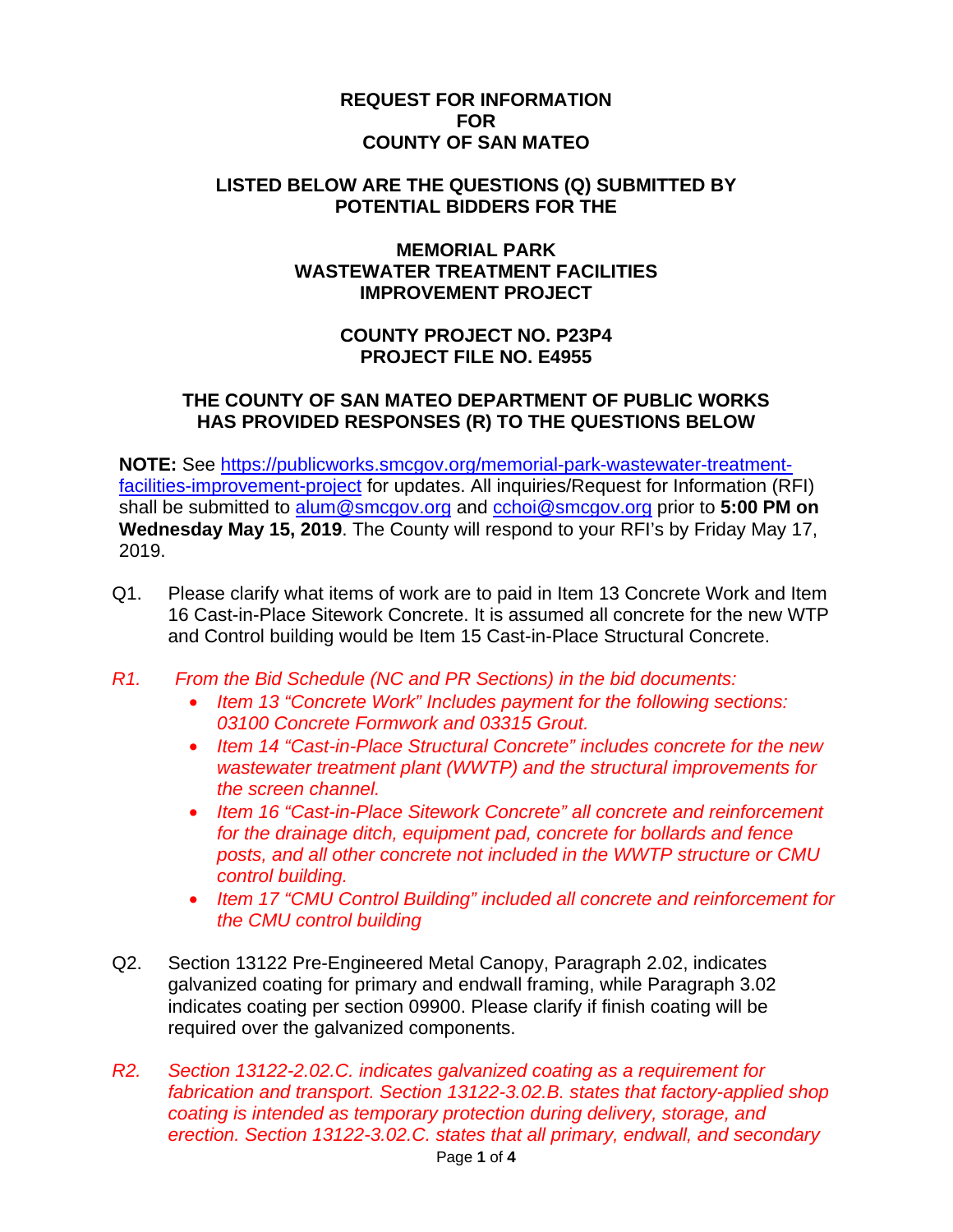**REQUEST FOR INFORMATION**
**FOR**
**COUNTY OF SAN MATEO**

**LISTED BELOW ARE THE QUESTIONS (Q) SUBMITTED BY POTENTIAL BIDDERS FOR THE**

**MEMORIAL PARK**
**WASTEWATER TREATMENT FACILITIES**
**IMPROVEMENT PROJECT**

**COUNTY PROJECT NO. P23P4**
**PROJECT FILE NO. E4955**

**THE COUNTY OF SAN MATEO DEPARTMENT OF PUBLIC WORKS HAS PROVIDED RESPONSES (R) TO THE QUESTIONS BELOW**

**NOTE:** See [https://publicworks.smcgov.org/memorial-park-wastewater-treatment-facilities-improvement-project](https://publicworks.smcgov.org/memorial-park-wastewater-treatment-facilities-improvement-project) for updates. All inquiries/Request for Information (RFI) shall be submitted to [alum@smcgov.org](mailto:alum@smcgov.org) and [cchoi@smcgov.org](mailto:cchoi@smcgov.org) prior to **5:00 PM on Wednesday May 15, 2019**. The County will respond to your RFI's by Friday May 17, 2019.

Q1. Please clarify what items of work are to paid in Item 13 Concrete Work and Item 16 Cast-in-Place Sitework Concrete. It is assumed all concrete for the new WTP and Control building would be Item 15 Cast-in-Place Structural Concrete.

*R1. From the Bid Schedule (NC and PR Sections) in the bid documents:*

- *Item 13 "Concrete Work" Includes payment for the following sections: 03100 Concrete Formwork and 03315 Grout.*
- *Item 14 "Cast-in-Place Structural Concrete" includes concrete for the new wastewater treatment plant (WWTP) and the structural improvements for the screen channel.*
- *Item 16 "Cast-in-Place Sitework Concrete" all concrete and reinforcement for the drainage ditch, equipment pad, concrete for bollards and fence posts, and all other concrete not included in the WWTP structure or CMU control building.*
- *Item 17 "CMU Control Building" included all concrete and reinforcement for the CMU control building*

Q2. Section 13122 Pre-Engineered Metal Canopy, Paragraph 2.02, indicates galvanized coating for primary and endwall framing, while Paragraph 3.02 indicates coating per section 09900. Please clarify if finish coating will be required over the galvanized components.

*R2. Section 13122-2.02.C. indicates galvanized coating as a requirement for fabrication and transport. Section 13122-3.02.B. states that factory-applied shop coating is intended as temporary protection during delivery, storage, and erection. Section 13122-3.02.C. states that all primary, endwall, and secondary*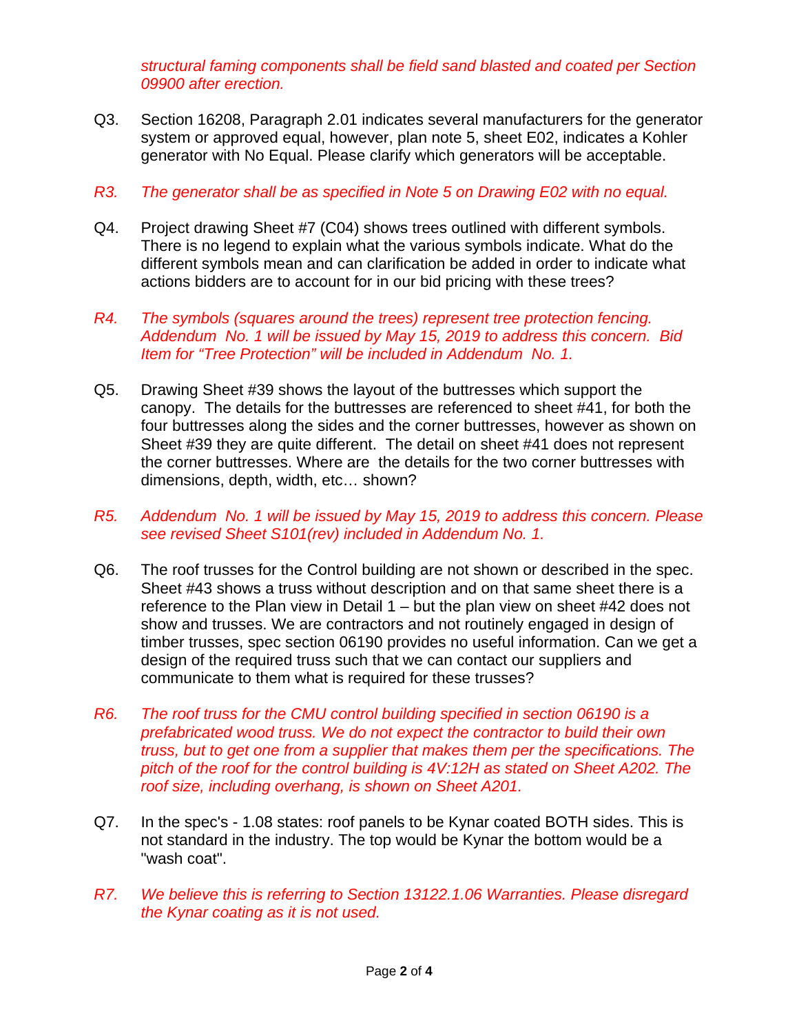*structural faming components shall be field sand blasted and coated per Section 09900 after erection.*

Q3. Section 16208, Paragraph 2.01 indicates several manufacturers for the generator system or approved equal, however, plan note 5, sheet E02, indicates a Kohler generator with No Equal. Please clarify which generators will be acceptable.

*R3. The generator shall be as specified in Note 5 on Drawing E02 with no equal.*

Q4. Project drawing Sheet #7 (C04) shows trees outlined with different symbols. There is no legend to explain what the various symbols indicate. What do the different symbols mean and can clarification be added in order to indicate what actions bidders are to account for in our bid pricing with these trees?

*R4. The symbols (squares around the trees) represent tree protection fencing. Addendum No. 1 will be issued by May 15, 2019 to address this concern. Bid Item for "Tree Protection" will be included in Addendum No. 1.*

Q5. Drawing Sheet #39 shows the layout of the buttresses which support the canopy. The details for the buttresses are referenced to sheet #41, for both the four buttresses along the sides and the corner buttresses, however as shown on Sheet #39 they are quite different. The detail on sheet #41 does not represent the corner buttresses. Where are the details for the two corner buttresses with dimensions, depth, width, etc… shown?

*R5. Addendum No. 1 will be issued by May 15, 2019 to address this concern. Please see revised Sheet S101(rev) included in Addendum No. 1.*

Q6. The roof trusses for the Control building are not shown or described in the spec. Sheet #43 shows a truss without description and on that same sheet there is a reference to the Plan view in Detail 1 – but the plan view on sheet #42 does not show and trusses. We are contractors and not routinely engaged in design of timber trusses, spec section 06190 provides no useful information. Can we get a design of the required truss such that we can contact our suppliers and communicate to them what is required for these trusses?

*R6. The roof truss for the CMU control building specified in section 06190 is a prefabricated wood truss. We do not expect the contractor to build their own truss, but to get one from a supplier that makes them per the specifications. The pitch of the roof for the control building is 4V:12H as stated on Sheet A202. The roof size, including overhang, is shown on Sheet A201.*

Q7. In the spec's - 1.08 states: roof panels to be Kynar coated BOTH sides. This is not standard in the industry. The top would be Kynar the bottom would be a "wash coat".

*R7. We believe this is referring to Section 13122.1.06 Warranties. Please disregard the Kynar coating as it is not used.*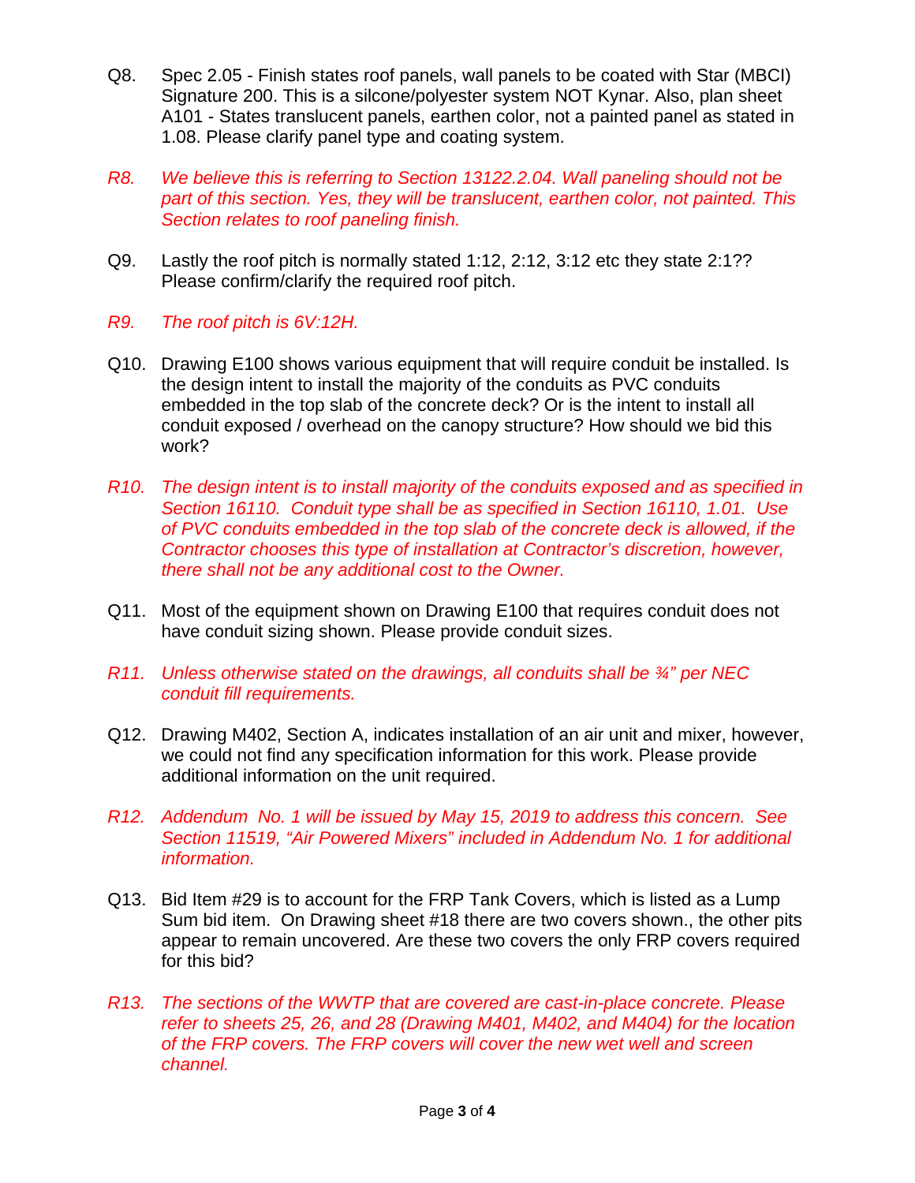Q8. Spec 2.05 - Finish states roof panels, wall panels to be coated with Star (MBCI) Signature 200. This is a silcone/polyester system NOT Kynar. Also, plan sheet A101 - States translucent panels, earthen color, not a painted panel as stated in 1.08. Please clarify panel type and coating system.

*R8. We believe this is referring to Section 13122.2.04. Wall paneling should not be part of this section. Yes, they will be translucent, earthen color, not painted. This Section relates to roof paneling finish.*

Q9. Lastly the roof pitch is normally stated 1:12, 2:12, 3:12 etc they state 2:1?? Please confirm/clarify the required roof pitch.

*R9. The roof pitch is 6V:12H.*

Q10. Drawing E100 shows various equipment that will require conduit be installed. Is the design intent to install the majority of the conduits as PVC conduits embedded in the top slab of the concrete deck? Or is the intent to install all conduit exposed / overhead on the canopy structure? How should we bid this work?

*R10. The design intent is to install majority of the conduits exposed and as specified in Section 16110. Conduit type shall be as specified in Section 16110, 1.01. Use of PVC conduits embedded in the top slab of the concrete deck is allowed, if the Contractor chooses this type of installation at Contractor's discretion, however, there shall not be any additional cost to the Owner.*

Q11. Most of the equipment shown on Drawing E100 that requires conduit does not have conduit sizing shown. Please provide conduit sizes.

*R11. Unless otherwise stated on the drawings, all conduits shall be ¾" per NEC conduit fill requirements.*

Q12. Drawing M402, Section A, indicates installation of an air unit and mixer, however, we could not find any specification information for this work. Please provide additional information on the unit required.

*R12. Addendum No. 1 will be issued by May 15, 2019 to address this concern. See Section 11519, "Air Powered Mixers" included in Addendum No. 1 for additional information.*

Q13. Bid Item #29 is to account for the FRP Tank Covers, which is listed as a Lump Sum bid item. On Drawing sheet #18 there are two covers shown., the other pits appear to remain uncovered. Are these two covers the only FRP covers required for this bid?

*R13. The sections of the WWTP that are covered are cast-in-place concrete. Please refer to sheets 25, 26, and 28 (Drawing M401, M402, and M404) for the location of the FRP covers. The FRP covers will cover the new wet well and screen channel.*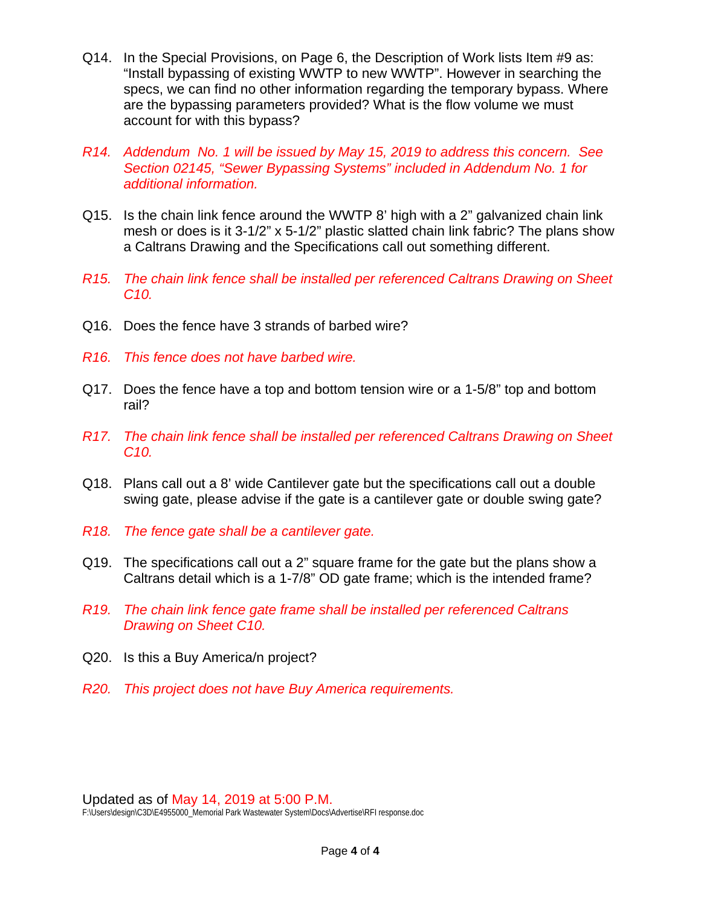Q14. In the Special Provisions, on Page 6, the Description of Work lists Item #9 as: “Install bypassing of existing WWTP to new WWTP”. However in searching the specs, we can find no other information regarding the temporary bypass. Where are the bypassing parameters provided? What is the flow volume we must account for with this bypass?

*R14. Addendum No. 1 will be issued by May 15, 2019 to address this concern. See Section 02145, “Sewer Bypassing Systems” included in Addendum No. 1 for additional information.*

Q15. Is the chain link fence around the WWTP 8’ high with a 2” galvanized chain link mesh or does is it 3-1/2” x 5-1/2” plastic slatted chain link fabric? The plans show a Caltrans Drawing and the Specifications call out something different.

*R15. The chain link fence shall be installed per referenced Caltrans Drawing on Sheet C10.*

Q16. Does the fence have 3 strands of barbed wire?

*R16. This fence does not have barbed wire.*

Q17. Does the fence have a top and bottom tension wire or a 1-5/8” top and bottom rail?

*R17. The chain link fence shall be installed per referenced Caltrans Drawing on Sheet C10.*

Q18. Plans call out a 8’ wide Cantilever gate but the specifications call out a double swing gate, please advise if the gate is a cantilever gate or double swing gate?

*R18. The fence gate shall be a cantilever gate.*

Q19. The specifications call out a 2” square frame for the gate but the plans show a Caltrans detail which is a 1-7/8” OD gate frame; which is the intended frame?

*R19. The chain link fence gate frame shall be installed per referenced Caltrans Drawing on Sheet C10.*

Q20. Is this a Buy America/n project?

*R20. This project does not have Buy America requirements.*

Updated as of May 14, 2019 at 5:00 P.M.

F:\Users\design\C3D\E4955000_Memorial Park Wastewater System\Docs\Advertise\RFI response.doc